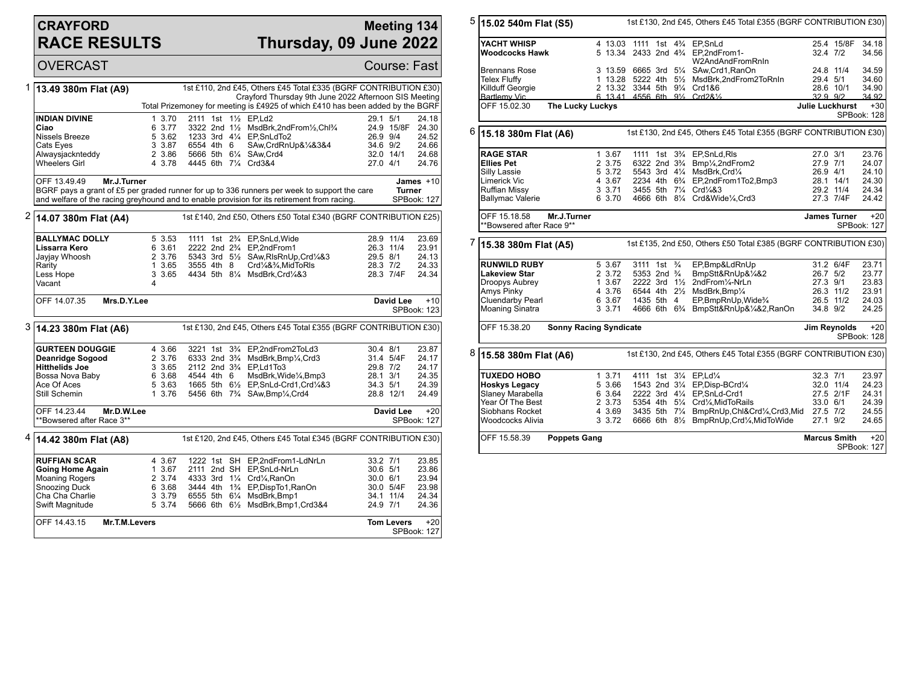# CRAYFORD RACE RESULTS

## Meeting 134 Thursday, 09 June 2022

OVERCAST — Course: Fast

### 1 13.49 380m Flat (A9)

1st £110, 2nd £45, Others £45 Total £335 (BGRF CONTRIBUTION £30)
Crayford Thursday 9th June 2022 Afternoon SIS Meeting
Total Prizemoney for meeting is £4925 of which £410 has been added by the BGRF

| Greyhound | Trap | Sect | Bends | Pos | Dist | Remarks | Wght | SP | Time |
|---|---|---|---|---|---|---|---|---|---|
| **INDIAN DIVINE** | 1 | 3.70 | 2111 | 1st | 1½ | EP,Ld2 | 29.1 | 5/1 | 24.18 |
| **Ciao** | 6 | 3.77 | 3322 | 2nd | 1½ | MsdBrk,2ndFrom½,Chl¾ | 24.9 | 15/8F | 24.30 |
| Nissels Breeze | 5 | 3.62 | 1233 | 3rd | 4¼ | EP,SnLdTo2 | 26.9 | 9/4 | 24.52 |
| Cats Eyes | 3 | 3.87 | 6554 | 4th | 6 | SAw,CrdRnUp&¼&3&4 | 34.6 | 9/2 | 24.66 |
| Alwaysjackinteddy | 2 | 3.86 | 5666 | 5th | 6¼ | SAw,Crd4 | 32.0 | 14/1 | 24.68 |
| Wheelers Girl | 4 | 3.78 | 4445 | 6th | 7¼ | Crd3&4 | 27.0 | 4/1 | 24.76 |

OFF 13.49.49 **Mr.J.Turner** — **James Turner** +10 — SPBook: 127

BGRF pays a grant of £5 per graded runner for up to 336 runners per week to support the care and welfare of the racing greyhound and to enable provision for its retirement from racing.

### 2 14.07 380m Flat (A4)

1st £140, 2nd £50, Others £50 Total £340 (BGRF CONTRIBUTION £25)

| Greyhound | Trap | Sect | Bends | Pos | Dist | Remarks | Wght | SP | Time |
|---|---|---|---|---|---|---|---|---|---|
| **BALLYMAC DOLLY** | 5 | 3.53 | 1111 | 1st | 2¾ | EP,SnLd,Wide | 28.9 | 11/4 | 23.69 |
| **Lissarra Kero** | 6 | 3.61 | 2222 | 2nd | 2¾ | EP,2ndFrom1 | 26.3 | 11/4 | 23.91 |
| Jayjay Whoosh | 2 | 3.76 | 5343 | 3rd | 5½ | SAw,RlsRnUp,Crd¼&3 | 29.5 | 8/1 | 24.13 |
| Rarity | 1 | 3.65 | 3555 | 4th | 8 | Crd¼&¾,MidToRls | 28.3 | 7/2 | 24.33 |
| Less Hope | 3 | 3.65 | 4434 | 5th | 8¼ | MsdBrk,Crd¼&3 | 28.3 | 7/4F | 24.34 |
| Vacant | 4 | | | | | | | | |

OFF 14.07.35 **Mrs.D.Y.Lee** — **David Lee** +10 — SPBook: 123

### 3 14.23 380m Flat (A6)

1st £130, 2nd £45, Others £45 Total £355 (BGRF CONTRIBUTION £30)

| Greyhound | Trap | Sect | Bends | Pos | Dist | Remarks | Wght | SP | Time |
|---|---|---|---|---|---|---|---|---|---|
| **GURTEEN DOUGGIE** | 4 | 3.66 | 3221 | 1st | 3¾ | EP,2ndFrom2ToLd3 | 30.4 | 8/1 | 23.87 |
| **Deanridge Sogood** | 2 | 3.76 | 6333 | 2nd | 3¾ | MsdBrk,Bmp¼,Crd3 | 31.4 | 5/4F | 24.17 |
| **Hitthelids Joe** | 3 | 3.65 | 2112 | 2nd | 3¾ | EP,Ld1To3 | 29.8 | 7/2 | 24.17 |
| Bossa Nova Baby | 6 | 3.68 | 4544 | 4th | 6 | MsdBrk,Wide¼,Bmp3 | 28.1 | 3/1 | 24.35 |
| Ace Of Aces | 5 | 3.63 | 1665 | 5th | 6½ | EP,SnLd-Crd1,Crd¼&3 | 34.3 | 5/1 | 24.39 |
| Still Schemin | 1 | 3.76 | 5456 | 6th | 7¾ | SAw,Bmp¼,Crd4 | 28.8 | 12/1 | 24.49 |

OFF 14.23.44 **Mr.D.W.Lee** — **David Lee** +20 — SPBook: 127
**Bowsered after Race 3**

### 4 14.42 380m Flat (A8)

1st £120, 2nd £45, Others £45 Total £345 (BGRF CONTRIBUTION £30)

| Greyhound | Trap | Sect | Bends | Pos | Dist | Remarks | Wght | SP | Time |
|---|---|---|---|---|---|---|---|---|---|
| **RUFFIAN SCAR** | 4 | 3.67 | 1222 | 1st | SH | EP,2ndFrom1-LdNrLn | 33.2 | 7/1 | 23.85 |
| **Going Home Again** | 1 | 3.67 | 2111 | 2nd | SH | EP,SnLd-NrLn | 30.6 | 5/1 | 23.86 |
| Moaning Rogers | 2 | 3.74 | 4333 | 3rd | 1¼ | Crd¼,RanOn | 30.0 | 6/1 | 23.94 |
| Snoozing Duck | 6 | 3.68 | 3444 | 4th | 1¾ | EP,DispTo1,RanOn | 30.0 | 5/4F | 23.98 |
| Cha Cha Charlie | 3 | 3.79 | 6555 | 5th | 6¼ | MsdBrk,Bmp1 | 34.1 | 11/4 | 24.34 |
| Swift Magnitude | 5 | 3.74 | 5666 | 6th | 6½ | MsdBrk,Bmp1,Crd3&4 | 24.9 | 7/1 | 24.36 |

OFF 14.43.15 **Mr.T.M.Levers** — **Tom Levers** +20 — SPBook: 127

### 5 15.02 540m Flat (S5)

1st £130, 2nd £45, Others £45 Total £355 (BGRF CONTRIBUTION £30)

| Greyhound | Trap | Sect | Bends | Pos | Dist | Remarks | Wght | SP | Time |
|---|---|---|---|---|---|---|---|---|---|
| **YACHT WHISP** | 4 | 13.03 | 1111 | 1st | 4¾ | EP,SnLd | 25.4 | 15/8F | 34.18 |
| **Woodcocks Hawk** | 5 | 13.34 | 2433 | 2nd | 4¾ | EP,2ndFrom1-W2AndAndFromRnIn | 32.4 | 7/2 | 34.56 |
| Brennans Rose | 3 | 13.59 | 6665 | 3rd | 5¼ | SAw,Crd1,RanOn | 24.8 | 11/4 | 34.59 |
| Telex Fluffy | 1 | 13.28 | 5222 | 4th | 5½ | MsdBrk,2ndFrom2ToRnIn | 29.4 | 5/1 | 34.60 |
| Killduff Georgie | 2 | 13.32 | 3344 | 5th | 9¼ | Crd1&6 | 28.6 | 10/1 | 34.90 |
| Bartlemy Vic | 6 | 13.41 | 4556 | 6th | 9½ | Crd2&½ | 32.9 | 9/2 | 34.92 |

OFF 15.02.30 **The Lucky Luckys** — **Julie Luckhurst** +30 — SPBook: 128

### 6 15.18 380m Flat (A6)

1st £130, 2nd £45, Others £45 Total £355 (BGRF CONTRIBUTION £30)

| Greyhound | Trap | Sect | Bends | Pos | Dist | Remarks | Wght | SP | Time |
|---|---|---|---|---|---|---|---|---|---|
| **RAGE STAR** | 1 | 3.67 | 1111 | 1st | 3¾ | EP,SnLd,Rls | 27.0 | 3/1 | 23.76 |
| **Ellies Pet** | 2 | 3.75 | 6322 | 2nd | 3¾ | Bmp¼,2ndFrom2 | 27.9 | 7/1 | 24.07 |
| Silly Lassie | 5 | 3.72 | 5543 | 3rd | 4¼ | MsdBrk,Crd¼ | 26.9 | 4/1 | 24.10 |
| Limerick Vic | 4 | 3.67 | 2234 | 4th | 6¾ | EP,2ndFrom1To2,Bmp3 | 28.1 | 14/1 | 24.30 |
| Ruffian Missy | 3 | 3.71 | 3455 | 5th | 7¼ | Crd¼&3 | 29.2 | 11/4 | 24.34 |
| Ballymac Valerie | 6 | 3.70 | 4666 | 6th | 8¼ | Crd&Wide¼,Crd3 | 27.3 | 7/4F | 24.42 |

OFF 15.18.58 **Mr.J.Turner** — **James Turner** +20 — SPBook: 127
**Bowsered after Race 9**

### 7 15.38 380m Flat (A5)

1st £135, 2nd £50, Others £50 Total £385 (BGRF CONTRIBUTION £30)

| Greyhound | Trap | Sect | Bends | Pos | Dist | Remarks | Wght | SP | Time |
|---|---|---|---|---|---|---|---|---|---|
| **RUNWILD RUBY** | 5 | 3.67 | 3111 | 1st | ¾ | EP,Bmp&LdRnUp | 31.2 | 6/4F | 23.71 |
| **Lakeview Star** | 2 | 3.72 | 5353 | 2nd | ¾ | BmpStt&RnUp&¼&2 | 26.7 | 5/2 | 23.77 |
| Droopys Aubrey | 1 | 3.67 | 2222 | 3rd | 1½ | 2ndFrom¼-NrLn | 27.3 | 9/1 | 23.83 |
| Amys Pinky | 4 | 3.76 | 6544 | 4th | 2½ | MsdBrk,Bmp¼ | 26.3 | 11/2 | 23.91 |
| Cluendarby Pearl | 6 | 3.67 | 1435 | 5th | 4 | EP,BmpRnUp,Wide¾ | 26.5 | 11/2 | 24.03 |
| Moaning Sinatra | 3 | 3.71 | 4666 | 6th | 6¾ | BmpStt&RnUp&¼&2,RanOn | 34.8 | 9/2 | 24.25 |

OFF 15.38.20 **Sonny Racing Syndicate** — **Jim Reynolds** +20 — SPBook: 128

### 8 15.58 380m Flat (A6)

1st £130, 2nd £45, Others £45 Total £355 (BGRF CONTRIBUTION £30)

| Greyhound | Trap | Sect | Bends | Pos | Dist | Remarks | Wght | SP | Time |
|---|---|---|---|---|---|---|---|---|---|
| **TUXEDO HOBO** | 1 | 3.71 | 4111 | 1st | 3¼ | EP,Ld¼ | 32.3 | 7/1 | 23.97 |
| **Hoskys Legacy** | 5 | 3.66 | 1543 | 2nd | 3¼ | EP,Disp-BCrd¼ | 32.0 | 11/4 | 24.23 |
| Slaney Marabella | 6 | 3.64 | 2222 | 3rd | 4¼ | EP,SnLd-Crd1 | 27.5 | 2/1F | 24.31 |
| Year Of The Best | 2 | 3.73 | 5354 | 4th | 5¼ | Crd¼,MidToRails | 33.0 | 6/1 | 24.39 |
| Siobhans Rocket | 4 | 3.69 | 3435 | 5th | 7¼ | BmpRnUp,Chl&Crd¼,Crd3,Mid | 27.5 | 7/2 | 24.55 |
| Woodcocks Alivia | 3 | 3.72 | 6666 | 6th | 8½ | BmpRnUp,Crd¼,MidToWide | 27.1 | 9/2 | 24.65 |

OFF 15.58.39 **Poppets Gang** — **Marcus Smith** +20 — SPBook: 127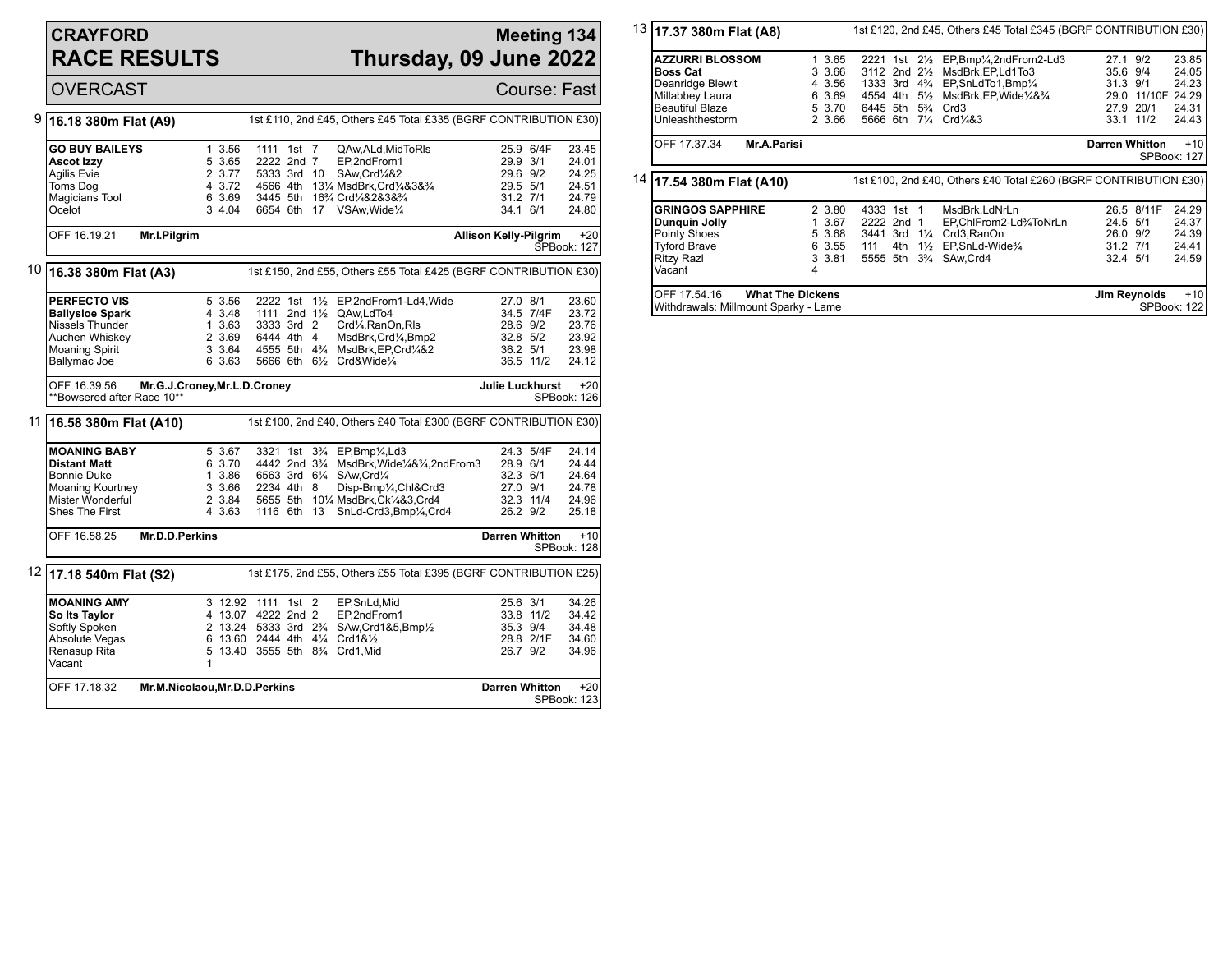# CRAYFORD RACE RESULTS

**Meeting 134**
**Thursday, 09 June 2022**

OVERCAST — Course: Fast

## 9 — 16.18 380m Flat (A9)

1st £110, 2nd £45, Others £45 Total £335 (BGRF CONTRIBUTION £30)

| | | | | | | | | | | |
|---|---|---|---|---|---|---|---|---|---|---|
| **GO BUY BAILEYS** | 1 | 3.56 | 1111 | 1st | 7 | QAw,ALd,MidToRls | 25.9 | 6/4F | 23.45 |
| **Ascot Izzy** | 5 | 3.65 | 2222 | 2nd | 7 | EP,2ndFrom1 | 29.9 | 3/1 | 24.01 |
| Agilis Evie | 2 | 3.77 | 5333 | 3rd | 10 | SAw,Crd¼&2 | 29.6 | 9/2 | 24.25 |
| Toms Dog | 4 | 3.72 | 4566 | 4th | 13¼ | MsdBrk,Crd¼&3&¾ | 29.5 | 5/1 | 24.51 |
| Magicians Tool | 6 | 3.69 | 3445 | 5th | 16¾ | Crd¼&2&3&¾ | 31.2 | 7/1 | 24.79 |
| Ocelot | 3 | 4.04 | 6654 | 6th | 17 | VSAw,Wide¼ | 34.1 | 6/1 | 24.80 |

OFF 16.19.21 **Mr.I.Pilgrim** — **Allison Kelly-Pilgrim** +20 SPBook: 127

## 10 — 16.38 380m Flat (A3)

1st £150, 2nd £55, Others £55 Total £425 (BGRF CONTRIBUTION £30)

| | | | | | | | | | |
|---|---|---|---|---|---|---|---|---|---|
| **PERFECTO VIS** | 5 | 3.56 | 2222 | 1st | 1½ | EP,2ndFrom1-Ld4,Wide | 27.0 | 8/1 | 23.60 |
| **Ballysloe Spark** | 4 | 3.48 | 1111 | 2nd | 1½ | QAw,LdTo4 | 34.5 | 7/4F | 23.72 |
| Nissels Thunder | 1 | 3.63 | 3333 | 3rd | 2 | Crd¼,RanOn,Rls | 28.6 | 9/2 | 23.76 |
| Auchen Whiskey | 2 | 3.69 | 6444 | 4th | 4 | MsdBrk,Crd¼,Bmp2 | 32.8 | 5/2 | 23.92 |
| Moaning Spirit | 3 | 3.64 | 4555 | 5th | 4¾ | MsdBrk,EP,Crd¼&2 | 36.2 | 5/1 | 23.98 |
| Ballymac Joe | 6 | 3.63 | 5666 | 6th | 6½ | Crd&Wide¼ | 36.5 | 11/2 | 24.12 |

OFF 16.39.56 **Mr.G.J.Croney,Mr.L.D.Croney** — **Julie Luckhurst** +20 SPBook: 126
**Bowsered after Race 10**

## 11 — 16.58 380m Flat (A10)

1st £100, 2nd £40, Others £40 Total £300 (BGRF CONTRIBUTION £30)

| | | | | | | | | | |
|---|---|---|---|---|---|---|---|---|---|
| **MOANING BABY** | 5 | 3.67 | 3321 | 1st | 3¾ | EP,Bmp¼,Ld3 | 24.3 | 5/4F | 24.14 |
| **Distant Matt** | 6 | 3.70 | 4442 | 2nd | 3¾ | MsdBrk,Wide¼&¾,2ndFrom3 | 28.9 | 6/1 | 24.44 |
| Bonnie Duke | 1 | 3.86 | 6563 | 3rd | 6¼ | SAw,Crd¼ | 32.3 | 6/1 | 24.64 |
| Moaning Kourtney | 3 | 3.66 | 2234 | 4th | 8 | Disp-Bmp¼,Chl&Crd3 | 27.0 | 9/1 | 24.78 |
| Mister Wonderful | 2 | 3.84 | 5655 | 5th | 10¼ | MsdBrk,Ck¼&3,Crd4 | 32.3 | 11/4 | 24.96 |
| Shes The First | 4 | 3.63 | 1116 | 6th | 13 | SnLd-Crd3,Bmp¼,Crd4 | 26.2 | 9/2 | 25.18 |

OFF 16.58.25 **Mr.D.D.Perkins** — **Darren Whitton** +10 SPBook: 128

## 12 — 17.18 540m Flat (S2)

1st £175, 2nd £55, Others £55 Total £395 (BGRF CONTRIBUTION £25)

| | | | | | | | | | |
|---|---|---|---|---|---|---|---|---|---|
| **MOANING AMY** | 3 | 12.92 | 1111 | 1st | 2 | EP,SnLd,Mid | 25.6 | 3/1 | 34.26 |
| **So Its Taylor** | 4 | 13.07 | 4222 | 2nd | 2 | EP,2ndFrom1 | 33.8 | 11/2 | 34.42 |
| Softly Spoken | 2 | 13.24 | 5333 | 3rd | 2¾ | SAw,Crd1&5,Bmp½ | 35.3 | 9/4 | 34.48 |
| Absolute Vegas | 6 | 13.60 | 2444 | 4th | 4¼ | Crd1&½ | 28.8 | 2/1F | 34.60 |
| Renasup Rita | 5 | 13.40 | 3555 | 5th | 8¾ | Crd1,Mid | 26.7 | 9/2 | 34.96 |
| Vacant | 1 | | | | | | | | |

OFF 17.18.32 **Mr.M.Nicolaou,Mr.D.D.Perkins** — **Darren Whitton** +20 SPBook: 123

## 13 — 17.37 380m Flat (A8)

1st £120, 2nd £45, Others £45 Total £345 (BGRF CONTRIBUTION £30)

| | | | | | | | | | |
|---|---|---|---|---|---|---|---|---|---|
| **AZZURRI BLOSSOM** | 1 | 3.65 | 2221 | 1st | 2½ | EP,Bmp¼,2ndFrom2-Ld3 | 27.1 | 9/2 | 23.85 |
| **Boss Cat** | 3 | 3.66 | 3112 | 2nd | 2½ | MsdBrk,EP,Ld1To3 | 35.6 | 9/4 | 24.05 |
| Deanridge Blewit | 4 | 3.56 | 1333 | 3rd | 4¾ | EP,SnLdTo1,Bmp¼ | 31.3 | 9/1 | 24.23 |
| Millabbey Laura | 6 | 3.69 | 4554 | 4th | 5½ | MsdBrk,EP,Wide¼&¾ | 29.0 | 11/10F | 24.29 |
| Beautiful Blaze | 5 | 3.70 | 6445 | 5th | 5¾ | Crd3 | 27.9 | 20/1 | 24.31 |
| Unleashthestorm | 2 | 3.66 | 5666 | 6th | 7¼ | Crd¼&3 | 33.1 | 11/2 | 24.43 |

OFF 17.37.34 **Mr.A.Parisi** — **Darren Whitton** +10 SPBook: 127

## 14 — 17.54 380m Flat (A10)

1st £100, 2nd £40, Others £40 Total £260 (BGRF CONTRIBUTION £30)

| | | | | | | | | | |
|---|---|---|---|---|---|---|---|---|---|
| **GRINGOS SAPPHIRE** | 2 | 3.80 | 4333 | 1st | 1 | MsdBrk,LdNrLn | 26.5 | 8/11F | 24.29 |
| **Dunquin Jolly** | 1 | 3.67 | 2222 | 2nd | 1 | EP,ChlFrom2-Ld¾ToNrLn | 24.5 | 5/1 | 24.37 |
| Pointy Shoes | 5 | 3.68 | 3441 | 3rd | 1¼ | Crd3,RanOn | 26.0 | 9/2 | 24.39 |
| Tyford Brave | 6 | 3.55 | 111 | 4th | 1½ | EP,SnLd-Wide¾ | 31.2 | 7/1 | 24.41 |
| Ritzy Razl | 3 | 3.81 | 5555 | 5th | 3¾ | SAw,Crd4 | 32.4 | 5/1 | 24.59 |
| Vacant | 4 | | | | | | | | |

OFF 17.54.16 **What The Dickens** — **Jim Reynolds** +10 SPBook: 122
Withdrawals: Millmount Sparky - Lame